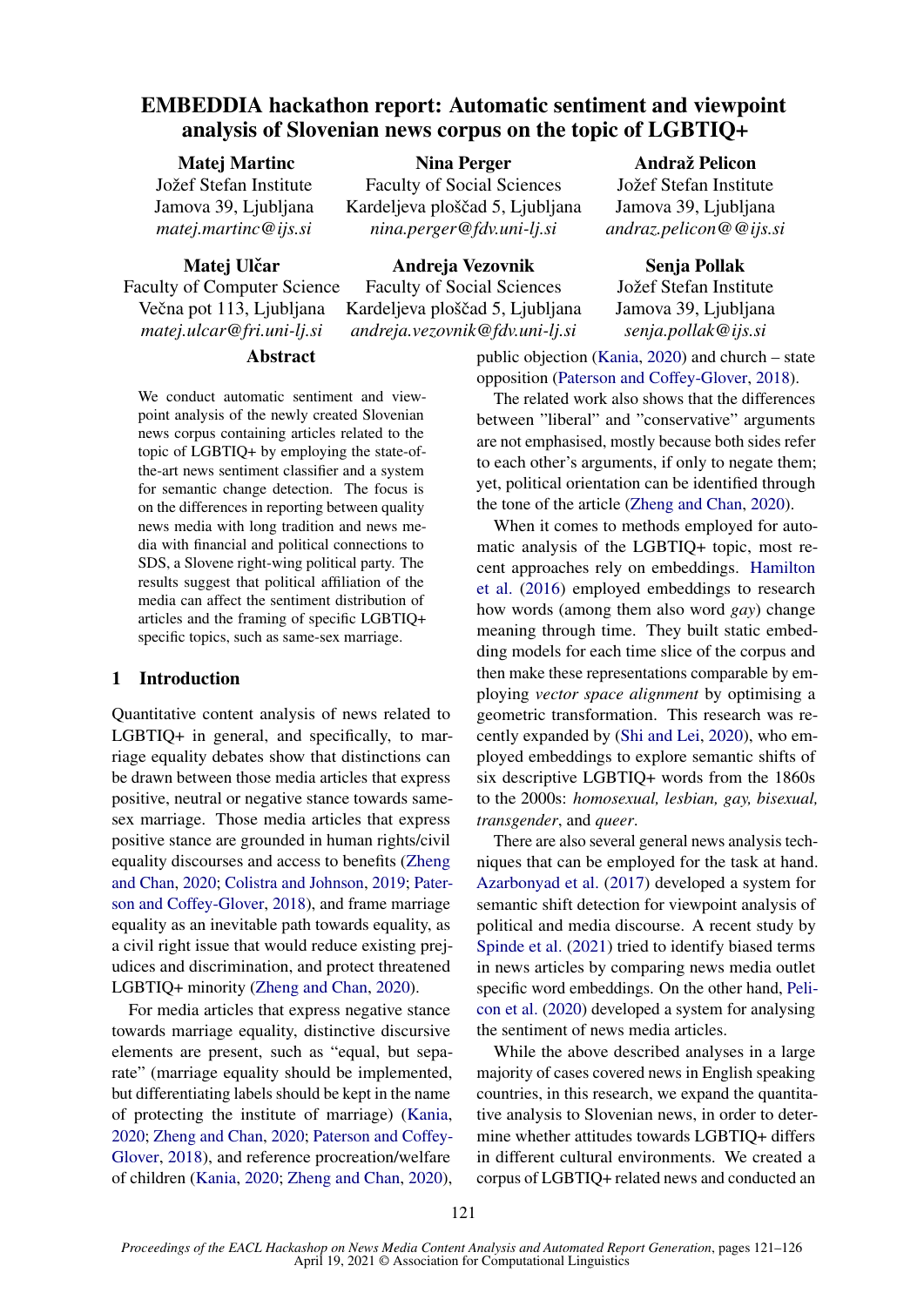# EMBEDDIA hackathon report: Automatic sentiment and viewpoint analysis of Slovenian news corpus on the topic of LGBTIQ+

**Matej Martinc**
Jožef Stefan Institute
Jamova 39, Ljubljana
*matej.martinc@ijs.si*

**Nina Perger**
Faculty of Social Sciences
Kardeljeva ploščad 5, Ljubljana
*nina.perger@fdv.uni-lj.si*

**Andraž Pelicon**
Jožef Stefan Institute
Jamova 39, Ljubljana
*andraz.pelicon@@ijs.si*

**Matej Ulčar**
Faculty of Computer Science
Večna pot 113, Ljubljana
*matej.ulcar@fri.uni-lj.si*

**Andreja Vezovnik**
Faculty of Social Sciences
Kardeljeva ploščad 5, Ljubljana
*andreja.vezovnik@fdv.uni-lj.si*

**Senja Pollak**
Jožef Stefan Institute
Jamova 39, Ljubljana
*senja.pollak@ijs.si*

## Abstract

We conduct automatic sentiment and viewpoint analysis of the newly created Slovenian news corpus containing articles related to the topic of LGBTIQ+ by employing the state-of-the-art news sentiment classifier and a system for semantic change detection. The focus is on the differences in reporting between quality news media with long tradition and news media with financial and political connections to SDS, a Slovene right-wing political party. The results suggest that political affiliation of the media can affect the sentiment distribution of articles and the framing of specific LGBTIQ+ specific topics, such as same-sex marriage.

## 1 Introduction

Quantitative content analysis of news related to LGBTIQ+ in general, and specifically, to marriage equality debates show that distinctions can be drawn between those media articles that express positive, neutral or negative stance towards same-sex marriage. Those media articles that express positive stance are grounded in human rights/civil equality discourses and access to benefits (Zheng and Chan, 2020; Colistra and Johnson, 2019; Paterson and Coffey-Glover, 2018), and frame marriage equality as an inevitable path towards equality, as a civil right issue that would reduce existing prejudices and discrimination, and protect threatened LGBTIQ+ minority (Zheng and Chan, 2020).

For media articles that express negative stance towards marriage equality, distinctive discursive elements are present, such as "equal, but separate" (marriage equality should be implemented, but differentiating labels should be kept in the name of protecting the institute of marriage) (Kania, 2020; Zheng and Chan, 2020; Paterson and Coffey-Glover, 2018), and reference procreation/welfare of children (Kania, 2020; Zheng and Chan, 2020), public objection (Kania, 2020) and church – state opposition (Paterson and Coffey-Glover, 2018).

The related work also shows that the differences between "liberal" and "conservative" arguments are not emphasised, mostly because both sides refer to each other's arguments, if only to negate them; yet, political orientation can be identified through the tone of the article (Zheng and Chan, 2020).

When it comes to methods employed for automatic analysis of the LGBTIQ+ topic, most recent approaches rely on embeddings. Hamilton et al. (2016) employed embeddings to research how words (among them also word *gay*) change meaning through time. They built static embedding models for each time slice of the corpus and then make these representations comparable by employing *vector space alignment* by optimising a geometric transformation. This research was recently expanded by (Shi and Lei, 2020), who employed embeddings to explore semantic shifts of six descriptive LGBTIQ+ words from the 1860s to the 2000s: *homosexual, lesbian, gay, bisexual, transgender*, and *queer*.

There are also several general news analysis techniques that can be employed for the task at hand. Azarbonyad et al. (2017) developed a system for semantic shift detection for viewpoint analysis of political and media discourse. A recent study by Spinde et al. (2021) tried to identify biased terms in news articles by comparing news media outlet specific word embeddings. On the other hand, Pelicon et al. (2020) developed a system for analysing the sentiment of news media articles.

While the above described analyses in a large majority of cases covered news in English speaking countries, in this research, we expand the quantitative analysis to Slovenian news, in order to determine whether attitudes towards LGBTIQ+ differs in different cultural environments. We created a corpus of LGBTIQ+ related news and conducted an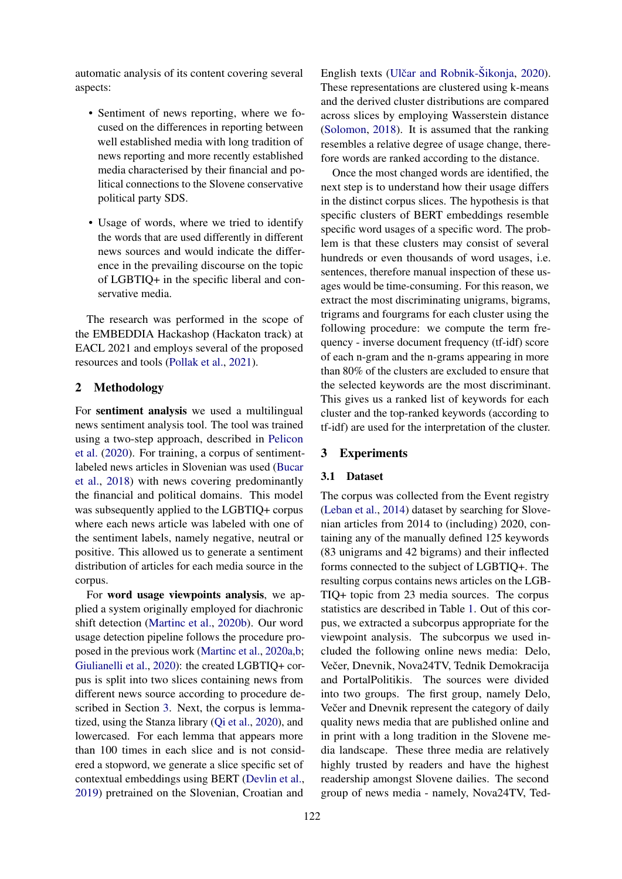automatic analysis of its content covering several aspects:

- Sentiment of news reporting, where we focused on the differences in reporting between well established media with long tradition of news reporting and more recently established media characterised by their financial and political connections to the Slovene conservative political party SDS.
- Usage of words, where we tried to identify the words that are used differently in different news sources and would indicate the difference in the prevailing discourse on the topic of LGBTIQ+ in the specific liberal and conservative media.

The research was performed in the scope of the EMBEDDIA Hackashop (Hackaton track) at EACL 2021 and employs several of the proposed resources and tools (Pollak et al., 2021).

## 2 Methodology

For **sentiment analysis** we used a multilingual news sentiment analysis tool. The tool was trained using a two-step approach, described in Pelicon et al. (2020). For training, a corpus of sentiment-labeled news articles in Slovenian was used (Bucar et al., 2018) with news covering predominantly the financial and political domains. This model was subsequently applied to the LGBTIQ+ corpus where each news article was labeled with one of the sentiment labels, namely negative, neutral or positive. This allowed us to generate a sentiment distribution of articles for each media source in the corpus.

For **word usage viewpoints analysis**, we applied a system originally employed for diachronic shift detection (Martinc et al., 2020b). Our word usage detection pipeline follows the procedure proposed in the previous work (Martinc et al., 2020a,b; Giulianelli et al., 2020): the created LGBTIQ+ corpus is split into two slices containing news from different news source according to procedure described in Section 3. Next, the corpus is lemmatized, using the Stanza library (Qi et al., 2020), and lowercased. For each lemma that appears more than 100 times in each slice and is not considered a stopword, we generate a slice specific set of contextual embeddings using BERT (Devlin et al., 2019) pretrained on the Slovenian, Croatian and English texts (Ulčar and Robnik-Šikonja, 2020). These representations are clustered using k-means and the derived cluster distributions are compared across slices by employing Wasserstein distance (Solomon, 2018). It is assumed that the ranking resembles a relative degree of usage change, therefore words are ranked according to the distance.

Once the most changed words are identified, the next step is to understand how their usage differs in the distinct corpus slices. The hypothesis is that specific clusters of BERT embeddings resemble specific word usages of a specific word. The problem is that these clusters may consist of several hundreds or even thousands of word usages, i.e. sentences, therefore manual inspection of these usages would be time-consuming. For this reason, we extract the most discriminating unigrams, bigrams, trigrams and fourgrams for each cluster using the following procedure: we compute the term frequency - inverse document frequency (tf-idf) score of each n-gram and the n-grams appearing in more than 80% of the clusters are excluded to ensure that the selected keywords are the most discriminant. This gives us a ranked list of keywords for each cluster and the top-ranked keywords (according to tf-idf) are used for the interpretation of the cluster.

## 3 Experiments

### 3.1 Dataset

The corpus was collected from the Event registry (Leban et al., 2014) dataset by searching for Slovenian articles from 2014 to (including) 2020, containing any of the manually defined 125 keywords (83 unigrams and 42 bigrams) and their inflected forms connected to the subject of LGBTIQ+. The resulting corpus contains news articles on the LGBTIQ+ topic from 23 media sources. The corpus statistics are described in Table 1. Out of this corpus, we extracted a subcorpus appropriate for the viewpoint analysis. The subcorpus we used included the following online news media: Delo, Večer, Dnevnik, Nova24TV, Tednik Demokracija and PortalPolitikis. The sources were divided into two groups. The first group, namely Delo, Večer and Dnevnik represent the category of daily quality news media that are published online and in print with a long tradition in the Slovene media landscape. These three media are relatively highly trusted by readers and have the highest readership amongst Slovene dailies. The second group of news media - namely, Nova24TV, Ted-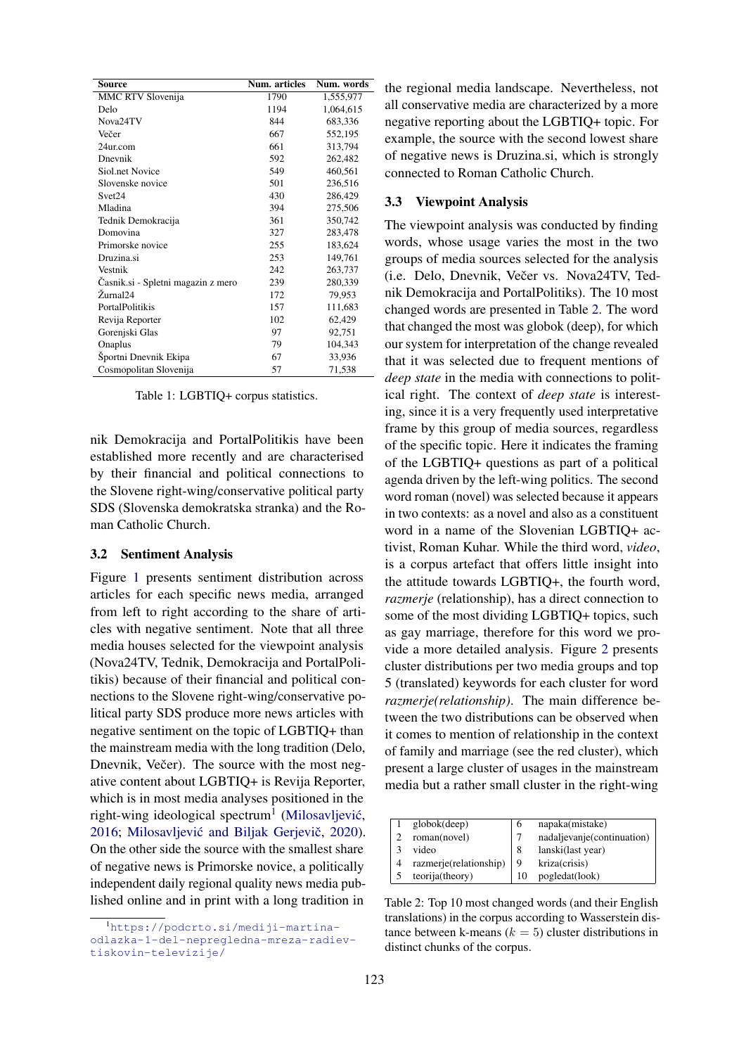| Source | Num. articles | Num. words |
|---|---|---|
| MMC RTV Slovenija | 1790 | 1,555,977 |
| Delo | 1194 | 1,064,615 |
| Nova24TV | 844 | 683,336 |
| Večer | 667 | 552,195 |
| 24ur.com | 661 | 313,794 |
| Dnevnik | 592 | 262,482 |
| Siol.net Novice | 549 | 460,561 |
| Slovenske novice | 501 | 236,516 |
| Svet24 | 430 | 286,429 |
| Mladina | 394 | 275,506 |
| Tednik Demokracija | 361 | 350,742 |
| Domovina | 327 | 283,478 |
| Primorske novice | 255 | 183,624 |
| Druzina.si | 253 | 149,761 |
| Vestnik | 242 | 263,737 |
| Časnik.si - Spletni magazin z mero | 239 | 280,339 |
| Žurnal24 | 172 | 79,953 |
| PortalPolitikis | 157 | 111,683 |
| Revija Reporter | 102 | 62,429 |
| Gorenjski Glas | 97 | 92,751 |
| Onaplus | 79 | 104,343 |
| Športni Dnevnik Ekipa | 67 | 33,936 |
| Cosmopolitan Slovenija | 57 | 71,538 |

Table 1: LGBTIQ+ corpus statistics.

nik Demokracija and PortalPolitikis have been established more recently and are characterised by their financial and political connections to the Slovene right-wing/conservative political party SDS (Slovenska demokratska stranka) and the Roman Catholic Church.

### 3.2 Sentiment Analysis

Figure 1 presents sentiment distribution across articles for each specific news media, arranged from left to right according to the share of articles with negative sentiment. Note that all three media houses selected for the viewpoint analysis (Nova24TV, Tednik, Demokracija and PortalPolitikis) because of their financial and political connections to the Slovene right-wing/conservative political party SDS produce more news articles with negative sentiment on the topic of LGBTIQ+ than the mainstream media with the long tradition (Delo, Dnevnik, Večer). The source with the most negative content about LGBTIQ+ is Revija Reporter, which is in most media analyses positioned in the right-wing ideological spectrum[1] (Milosavljević, 2016; Milosavljević and Biljak Gerjevič, 2020). On the other side the source with the smallest share of negative news is Primorske novice, a politically independent daily regional quality news media published online and in print with a long tradition in the regional media landscape. Nevertheless, not all conservative media are characterized by a more negative reporting about the LGBTIQ+ topic. For example, the source with the second lowest share of negative news is Druzina.si, which is strongly connected to Roman Catholic Church.

### 3.3 Viewpoint Analysis

The viewpoint analysis was conducted by finding words, whose usage varies the most in the two groups of media sources selected for the analysis (i.e. Delo, Dnevnik, Večer vs. Nova24TV, Tednik Demokracija and PortalPolitiks). The 10 most changed words are presented in Table 2. The word that changed the most was globok (deep), for which our system for interpretation of the change revealed that it was selected due to frequent mentions of *deep state* in the media with connections to political right. The context of *deep state* is interesting, since it is a very frequently used interpretative frame by this group of media sources, regardless of the specific topic. Here it indicates the framing of the LGBTIQ+ questions as part of a political agenda driven by the left-wing politics. The second word roman (novel) was selected because it appears in two contexts: as a novel and also as a constituent word in a name of the Slovenian LGBTIQ+ activist, Roman Kuhar. While the third word, *video*, is a corpus artefact that offers little insight into the attitude towards LGBTIQ+, the fourth word, *razmerje* (relationship), has a direct connection to some of the most dividing LGBTIQ+ topics, such as gay marriage, therefore for this word we provide a more detailed analysis. Figure 2 presents cluster distributions per two media groups and top 5 (translated) keywords for each cluster for word *razmerje(relationship)*. The main difference between the two distributions can be observed when it comes to mention of relationship in the context of family and marriage (see the red cluster), which present a large cluster of usages in the mainstream media but a rather small cluster in the right-wing

| | | | |
|---|---|---|---|
| 1 | globok(deep) | 6 | napaka(mistake) |
| 2 | roman(novel) | 7 | nadaljevanje(continuation) |
| 3 | video | 8 | lanski(last year) |
| 4 | razmerje(relationship) | 9 | kriza(crisis) |
| 5 | teorija(theory) | 10 | pogledat(look) |

Table 2: Top 10 most changed words (and their English translations) in the corpus according to Wasserstein distance between k-means ($k = 5$) cluster distributions in distinct chunks of the corpus.

[1] https://podcrto.si/mediji-martina-odlazka-1-del-nepregledna-mreza-radiev-tiskovin-televizije/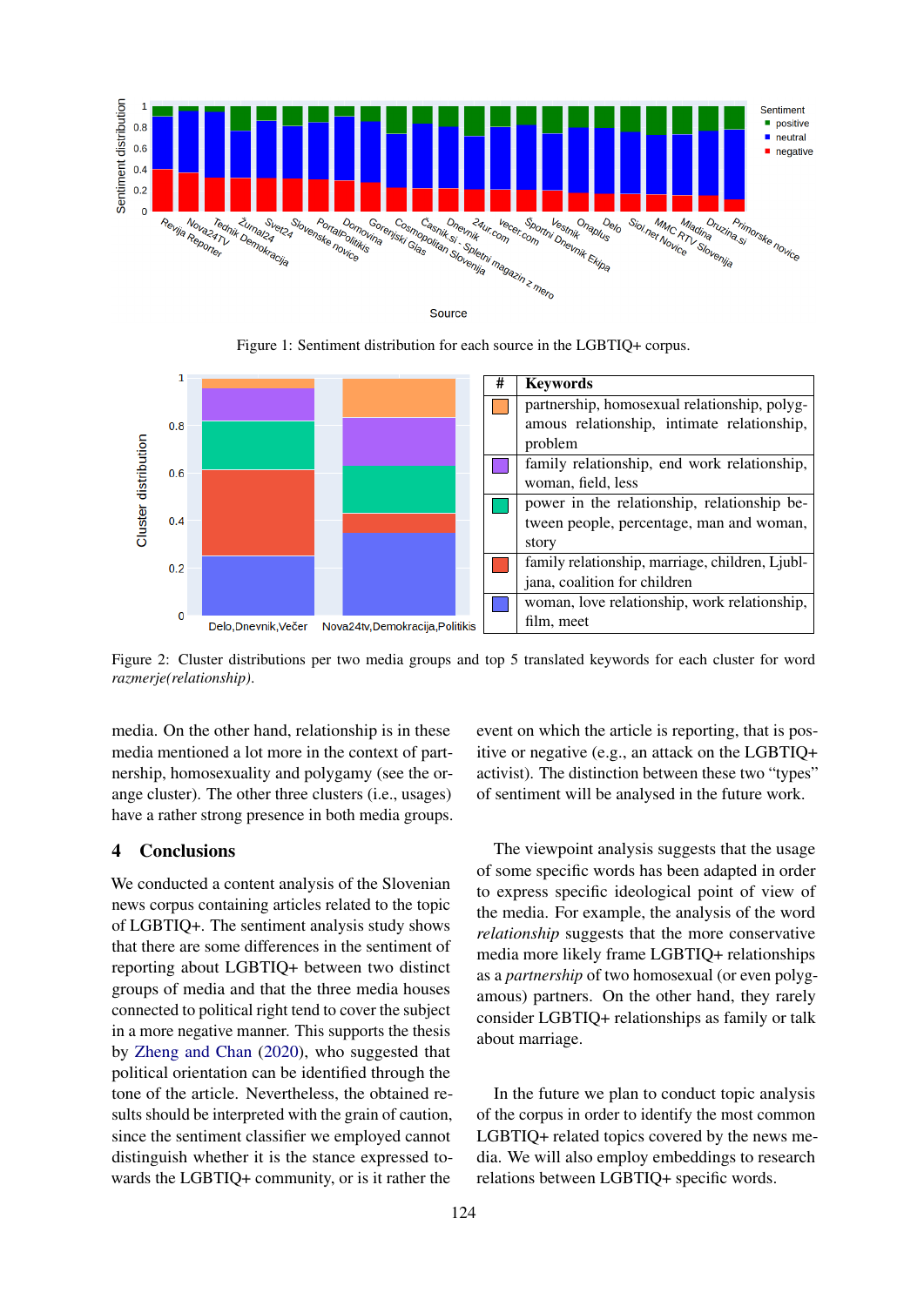Figure 1: Sentiment distribution for each source in the LGBTIQ+ corpus.

| # | Keywords |
|---|---|
| orange | partnership, homosexual relationship, polygamous relationship, intimate relationship, problem |
| purple | family relationship, end work relationship, woman, field, less |
| green | power in the relationship, relationship between people, percentage, man and woman, story |
| red | family relationship, marriage, children, Ljubljana, coalition for children |
| blue | woman, love relationship, work relationship, film, meet |

Figure 2: Cluster distributions per two media groups and top 5 translated keywords for each cluster for word *razmerje(relationship)*.

media. On the other hand, relationship is in these media mentioned a lot more in the context of partnership, homosexuality and polygamy (see the orange cluster). The other three clusters (i.e., usages) have a rather strong presence in both media groups.

## 4 Conclusions

We conducted a content analysis of the Slovenian news corpus containing articles related to the topic of LGBTIQ+. The sentiment analysis study shows that there are some differences in the sentiment of reporting about LGBTIQ+ between two distinct groups of media and that the three media houses connected to political right tend to cover the subject in a more negative manner. This supports the thesis by Zheng and Chan (2020), who suggested that political orientation can be identified through the tone of the article. Nevertheless, the obtained results should be interpreted with the grain of caution, since the sentiment classifier we employed cannot distinguish whether it is the stance expressed towards the LGBTIQ+ community, or is it rather the event on which the article is reporting, that is positive or negative (e.g., an attack on the LGBTIQ+ activist). The distinction between these two "types" of sentiment will be analysed in the future work.

The viewpoint analysis suggests that the usage of some specific words has been adapted in order to express specific ideological point of view of the media. For example, the analysis of the word *relationship* suggests that the more conservative media more likely frame LGBTIQ+ relationships as a *partnership* of two homosexual (or even polygamous) partners. On the other hand, they rarely consider LGBTIQ+ relationships as family or talk about marriage.

In the future we plan to conduct topic analysis of the corpus in order to identify the most common LGBTIQ+ related topics covered by the news media. We will also employ embeddings to research relations between LGBTIQ+ specific words.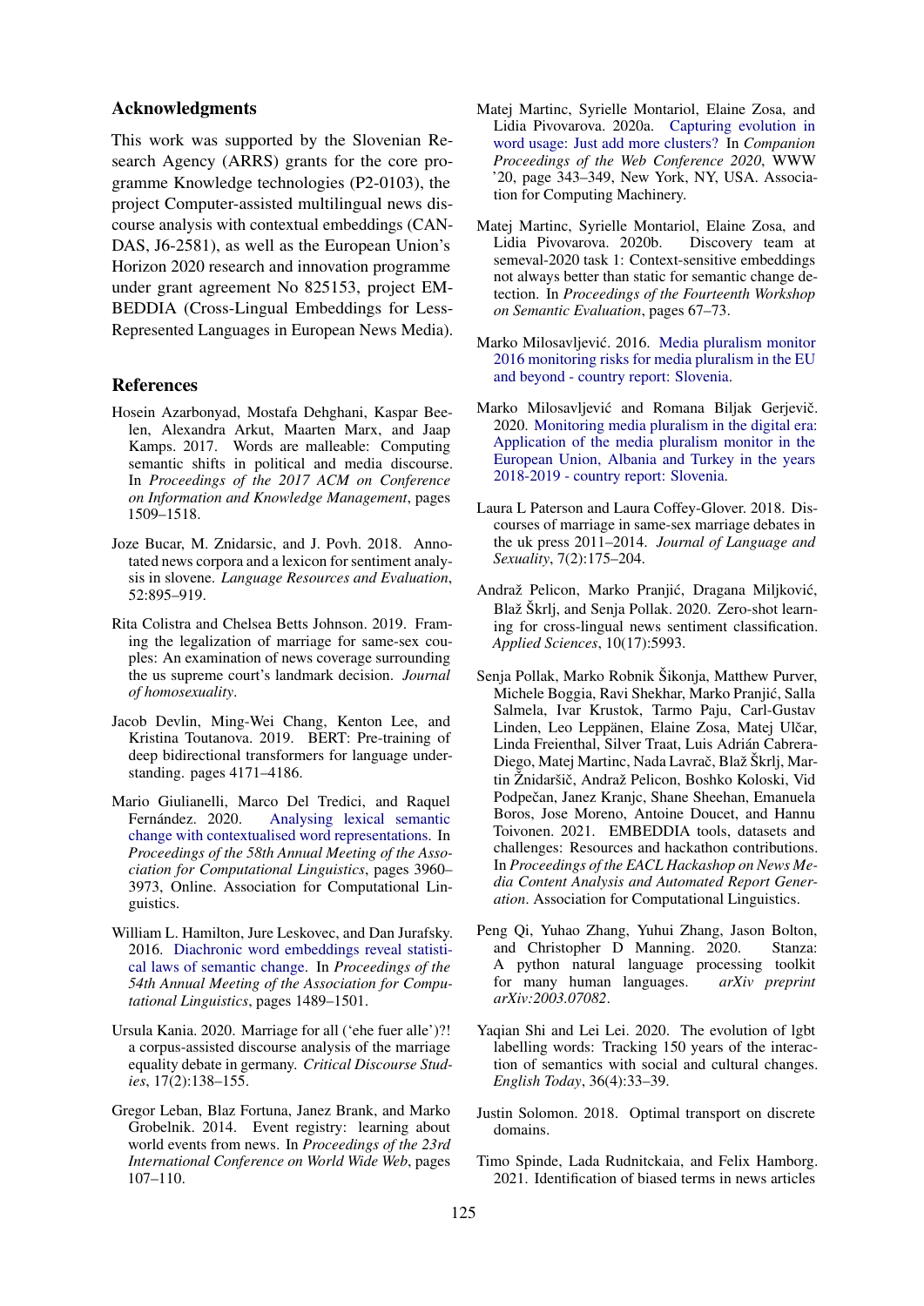## Acknowledgments

This work was supported by the Slovenian Research Agency (ARRS) grants for the core programme Knowledge technologies (P2-0103), the project Computer-assisted multilingual news discourse analysis with contextual embeddings (CANDAS, J6-2581), as well as the European Union's Horizon 2020 research and innovation programme under grant agreement No 825153, project EMBEDDIA (Cross-Lingual Embeddings for Less-Represented Languages in European News Media).

## References

Hosein Azarbonyad, Mostafa Dehghani, Kaspar Beelen, Alexandra Arkut, Maarten Marx, and Jaap Kamps. 2017. Words are malleable: Computing semantic shifts in political and media discourse. In *Proceedings of the 2017 ACM on Conference on Information and Knowledge Management*, pages 1509–1518.

Joze Bucar, M. Znidarsic, and J. Povh. 2018. Annotated news corpora and a lexicon for sentiment analysis in slovene. *Language Resources and Evaluation*, 52:895–919.

Rita Colistra and Chelsea Betts Johnson. 2019. Framing the legalization of marriage for same-sex couples: An examination of news coverage surrounding the us supreme court's landmark decision. *Journal of homosexuality*.

Jacob Devlin, Ming-Wei Chang, Kenton Lee, and Kristina Toutanova. 2019. BERT: Pre-training of deep bidirectional transformers for language understanding. pages 4171–4186.

Mario Giulianelli, Marco Del Tredici, and Raquel Fernández. 2020. Analysing lexical semantic change with contextualised word representations. In *Proceedings of the 58th Annual Meeting of the Association for Computational Linguistics*, pages 3960–3973, Online. Association for Computational Linguistics.

William L. Hamilton, Jure Leskovec, and Dan Jurafsky. 2016. Diachronic word embeddings reveal statistical laws of semantic change. In *Proceedings of the 54th Annual Meeting of the Association for Computational Linguistics*, pages 1489–1501.

Ursula Kania. 2020. Marriage for all ('ehe fuer alle')?! a corpus-assisted discourse analysis of the marriage equality debate in germany. *Critical Discourse Studies*, 17(2):138–155.

Gregor Leban, Blaz Fortuna, Janez Brank, and Marko Grobelnik. 2014. Event registry: learning about world events from news. In *Proceedings of the 23rd International Conference on World Wide Web*, pages 107–110.

Matej Martinc, Syrielle Montariol, Elaine Zosa, and Lidia Pivovarova. 2020a. Capturing evolution in word usage: Just add more clusters? In *Companion Proceedings of the Web Conference 2020*, WWW '20, page 343–349, New York, NY, USA. Association for Computing Machinery.

Matej Martinc, Syrielle Montariol, Elaine Zosa, and Lidia Pivovarova. 2020b. Discovery team at semeval-2020 task 1: Context-sensitive embeddings not always better than static for semantic change detection. In *Proceedings of the Fourteenth Workshop on Semantic Evaluation*, pages 67–73.

Marko Milosavljević. 2016. Media pluralism monitor 2016 monitoring risks for media pluralism in the EU and beyond - country report: Slovenia.

Marko Milosavljević and Romana Biljak Gerjevič. 2020. Monitoring media pluralism in the digital era: Application of the media pluralism monitor in the European Union, Albania and Turkey in the years 2018-2019 - country report: Slovenia.

Laura L Paterson and Laura Coffey-Glover. 2018. Discourses of marriage in same-sex marriage debates in the uk press 2011–2014. *Journal of Language and Sexuality*, 7(2):175–204.

Andraž Pelicon, Marko Pranjić, Dragana Miljković, Blaž Škrlj, and Senja Pollak. 2020. Zero-shot learning for cross-lingual news sentiment classification. *Applied Sciences*, 10(17):5993.

Senja Pollak, Marko Robnik Šikonja, Matthew Purver, Michele Boggia, Ravi Shekhar, Marko Pranjić, Salla Salmela, Ivar Krustok, Tarmo Paju, Carl-Gustav Linden, Leo Leppänen, Elaine Zosa, Matej Ulčar, Linda Freienthal, Silver Traat, Luis Adrián Cabrera-Diego, Matej Martinc, Nada Lavrač, Blaž Škrlj, Martin Žnidaršič, Andraž Pelicon, Boshko Koloski, Vid Podpečan, Janez Kranjc, Shane Sheehan, Emanuela Boros, Jose Moreno, Antoine Doucet, and Hannu Toivonen. 2021. EMBEDDIA tools, datasets and challenges: Resources and hackathon contributions. In *Proceedings of the EACL Hackashop on News Media Content Analysis and Automated Report Generation*. Association for Computational Linguistics.

Peng Qi, Yuhao Zhang, Yuhui Zhang, Jason Bolton, and Christopher D Manning. 2020. Stanza: A python natural language processing toolkit for many human languages. *arXiv preprint arXiv:2003.07082*.

Yaqian Shi and Lei Lei. 2020. The evolution of lgbt labelling words: Tracking 150 years of the interaction of semantics with social and cultural changes. *English Today*, 36(4):33–39.

Justin Solomon. 2018. Optimal transport on discrete domains.

Timo Spinde, Lada Rudnitckaia, and Felix Hamborg. 2021. Identification of biased terms in news articles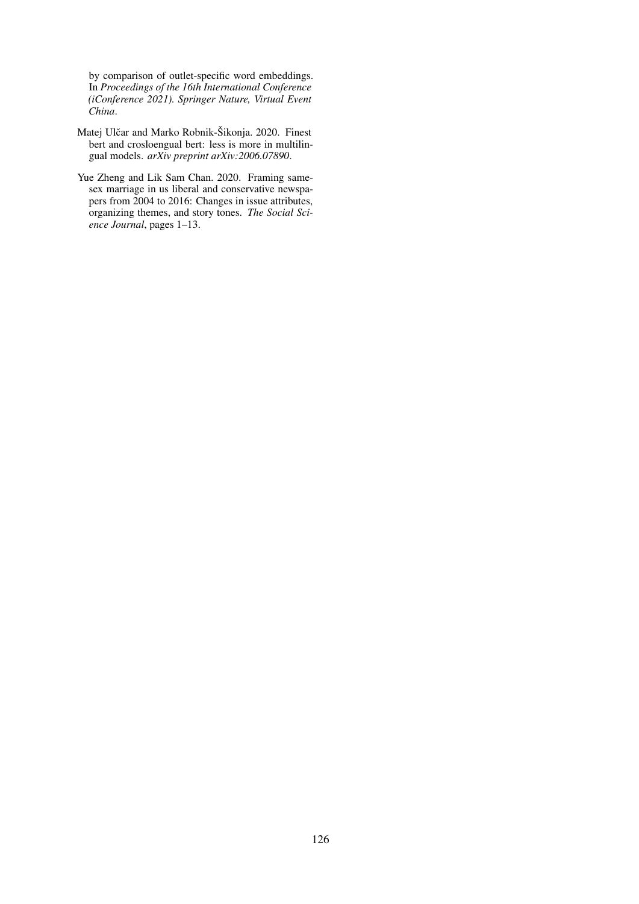by comparison of outlet-specific word embeddings. In *Proceedings of the 16th International Conference (iConference 2021). Springer Nature, Virtual Event China*.

Matej Ulčar and Marko Robnik-Šikonja. 2020. Finest bert and crosloengual bert: less is more in multilingual models. *arXiv preprint arXiv:2006.07890*.

Yue Zheng and Lik Sam Chan. 2020. Framing same-sex marriage in us liberal and conservative newspapers from 2004 to 2016: Changes in issue attributes, organizing themes, and story tones. *The Social Science Journal*, pages 1–13.